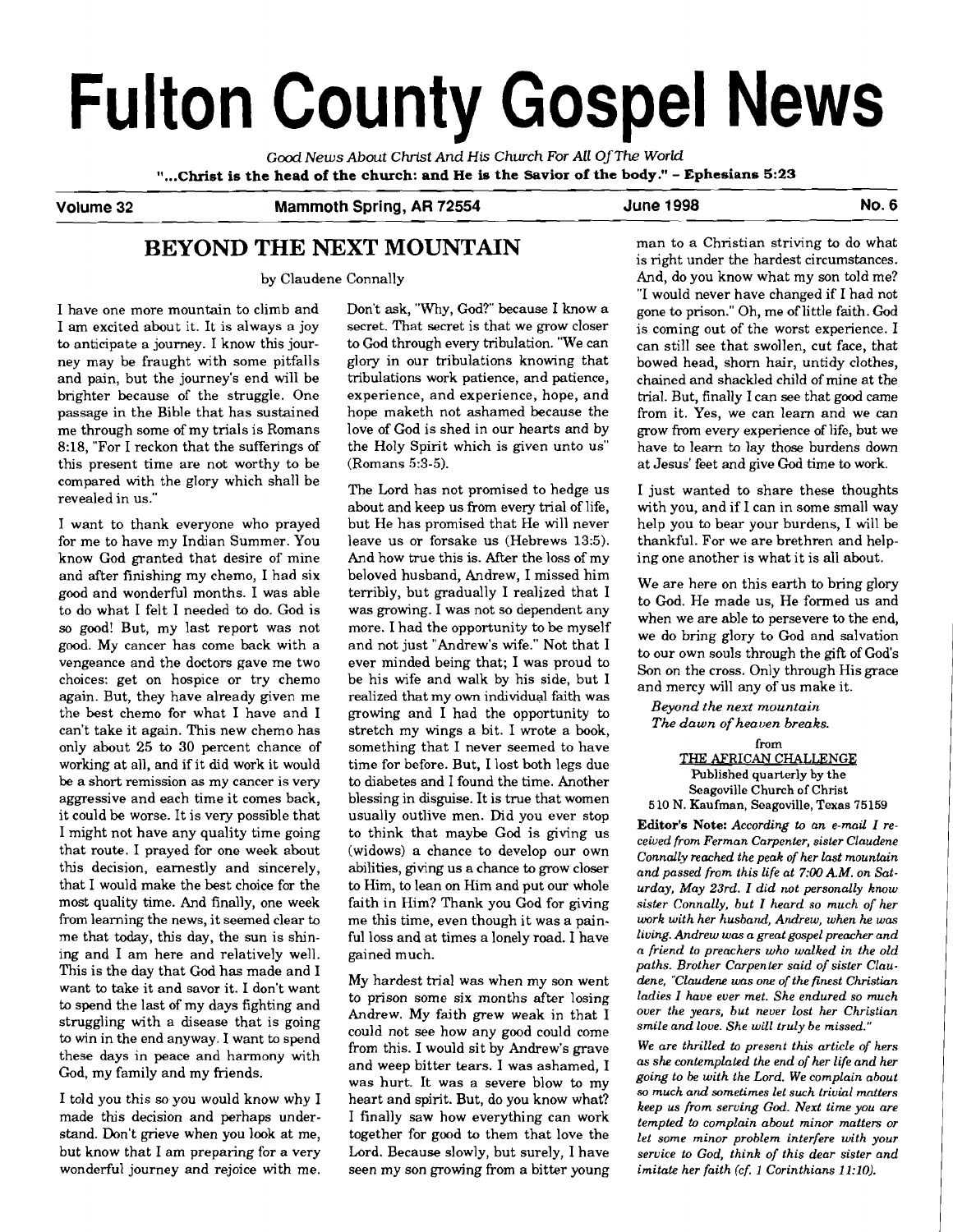#  Fulton County Gospel News

*Good News About Christ And His Church For All Of The World*

**"...Christ is the head of the church: and He is the Savior of the body." - Ephesians 5:23**

**Volume 32 — Mammoth Spring, AR 72554 — June 1998 — No. 6**

## BEYOND THE NEXT MOUNTAIN

by Claudene Connally

I have one more mountain to climb and I am excited about it. It is always a joy to anticipate a journey. I know this journey may be fraught with some pitfalls and pain, but the journey's end will be brighter because of the struggle. One passage in the Bible that has sustained me through some of my trials is Romans 8:18, "For I reckon that the sufferings of this present time are not worthy to be compared with the glory which shall be revealed in us."

I want to thank everyone who prayed for me to have my Indian Summer. You know God granted that desire of mine and after finishing my chemo, I had six good and wonderful months. I was able to do what I felt I needed to do. God is so good! But, my last report was not good. My cancer has come back with a vengeance and the doctors gave me two choices: get on hospice or try chemo again. But, they have already given me the best chemo for what I have and I can't take it again. This new chemo has only about 25 to 30 percent chance of working at all, and if it did work it would be a short remission as my cancer is very aggressive and each time it comes back, it could be worse. It is very possible that I might not have any quality time going that route. I prayed for one week about this decision, earnestly and sincerely, that I would make the best choice for the most quality time. And finally, one week from learning the news, it seemed clear to me that today, this day, the sun is shining and I am here and relatively well. This is the day that God has made and I want to take it and savor it. I don't want to spend the last of my days fighting and struggling with a disease that is going to win in the end anyway. I want to spend these days in peace and harmony with God, my family and my friends.

I told you this so you would know why I made this decision and perhaps understand. Don't grieve when you look at me, but know that I am preparing for a very wonderful journey and rejoice with me. Don't ask, "Why, God?" because I know a secret. That secret is that we grow closer to God through every tribulation. "We can glory in our tribulations knowing that tribulations work patience, and patience, experience, and experience, hope, and hope maketh not ashamed because the love of God is shed in our hearts and by the Holy Spirit which is given unto us" (Romans 5:3-5).

The Lord has not promised to hedge us about and keep us from every trial of life, but He has promised that He will never leave us or forsake us (Hebrews 13:5). And how true this is. After the loss of my beloved husband, Andrew, I missed him terribly, but gradually I realized that I was growing. I was not so dependent any more. I had the opportunity to be myself and not just "Andrew's wife." Not that I ever minded being that; I was proud to be his wife and walk by his side, but I realized that my own individual faith was growing and I had the opportunity to stretch my wings a bit. I wrote a book, something that I never seemed to have time for before. But, I lost both legs due to diabetes and I found the time. Another blessing in disguise. It is true that women usually outlive men. Did you ever stop to think that maybe God is giving us (widows) a chance to develop our own abilities, giving us a chance to grow closer to Him, to lean on Him and put our whole faith in Him? Thank you God for giving me this time, even though it was a painful loss and at times a lonely road. I have gained much.

My hardest trial was when my son went to prison some six months after losing Andrew. My faith grew weak in that I could not see how any good could come from this. I would sit by Andrew's grave and weep bitter tears. I was ashamed, I was hurt. It was a severe blow to my heart and spirit. But, do you know what? I finally saw how everything can work together for good to them that love the Lord. Because slowly, but surely, I have seen my son growing from a bitter young man to a Christian striving to do what is right under the hardest circumstances. And, do you know what my son told me? "I would never have changed if I had not gone to prison." Oh, me of little faith. God is coming out of the worst experience. I can still see that swollen, cut face, that bowed head, shorn hair, untidy clothes, chained and shackled child of mine at the trial. But, finally I can see that good came from it. Yes, we can learn and we can grow from every experience of life, but we have to learn to lay those burdens down at Jesus' feet and give God time to work.

I just wanted to share these thoughts with you, and if I can in some small way help you to bear your burdens, I will be thankful. For we are brethren and helping one another is what it is all about.

We are here on this earth to bring glory to God. He made us, He formed us and when we are able to persevere to the end, we do bring glory to God and salvation to our own souls through the gift of God's Son on the cross. Only through His grace and mercy will any of us make it.

*Beyond the next mountain*
*The dawn of heaven breaks.*

from
THE AFRICAN CHALLENGE
Published quarterly by the
Seagoville Church of Christ
510 N. Kaufman, Seagoville, Texas 75159

**Editor's Note:** *According to an e-mail I received from Ferman Carpenter, sister Claudene Connally reached the peak of her last mountain and passed from this life at 7:00 A.M. on Saturday, May 23rd. I did not personally know sister Connally, but I heard so much of her work with her husband, Andrew, when he was living. Andrew was a great gospel preacher and a friend to preachers who walked in the old paths. Brother Carpenter said of sister Claudene, "Claudene was one of the finest Christian ladies I have ever met. She endured so much over the years, but never lost her Christian smile and love. She will truly be missed."*

*We are thrilled to present this article of hers as she contemplated the end of her life and her going to be with the Lord. We complain about so much and sometimes let such trivial matters keep us from serving God. Next time you are tempted to complain about minor matters or let some minor problem interfere with your service to God, think of this dear sister and imitate her faith (cf. 1 Corinthians 11:10).*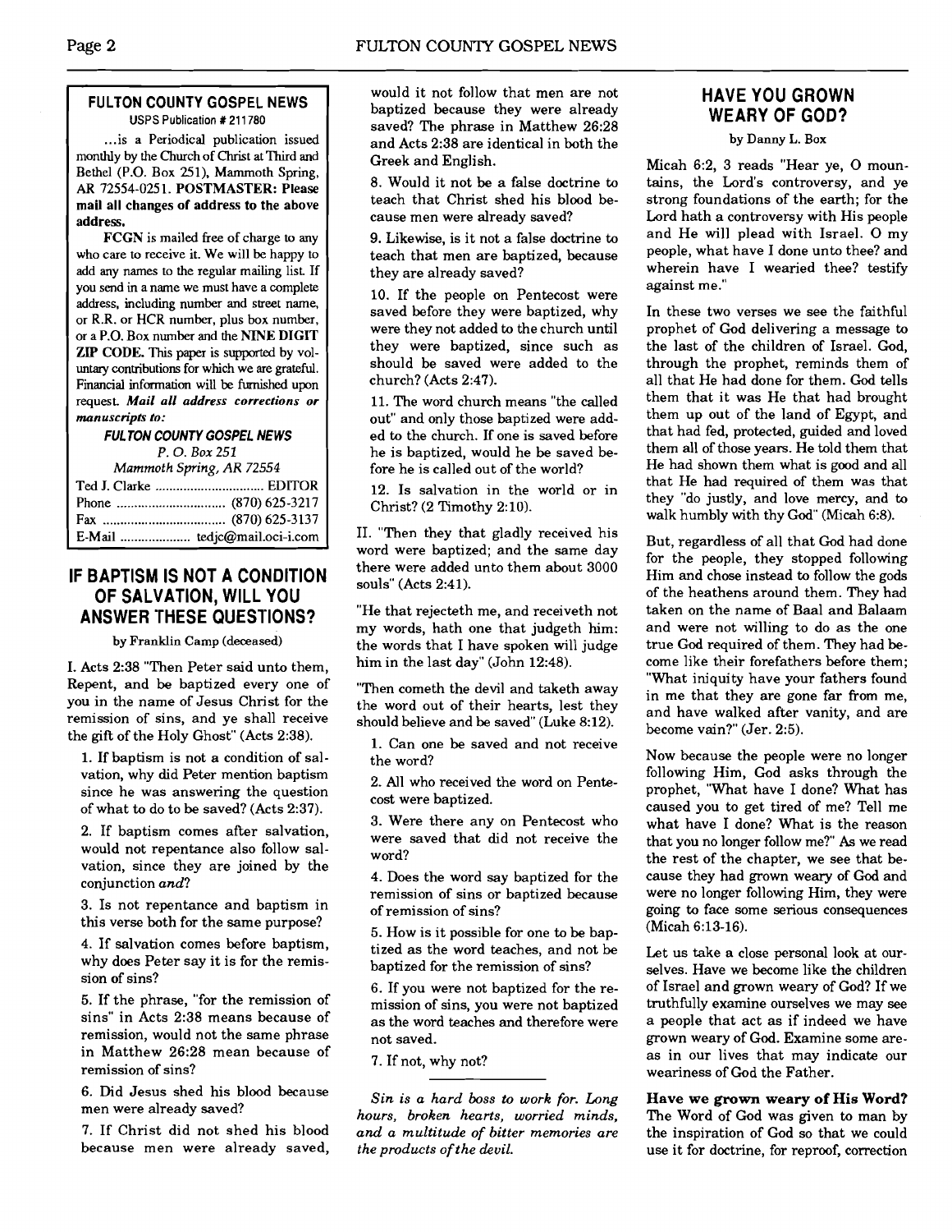**FULTON COUNTY GOSPEL NEWS**
USPS Publication # 211780

...is a Periodical publication issued monthly by the Church of Christ at Third and Bethel (P.O. Box 251), Mammoth Spring, AR 72554-0251. **POSTMASTER: Please mail all changes of address to the above address.**

**FCGN** is mailed free of charge to any who care to receive it. We will be happy to add any names to the regular mailing list. If you send in a name we must have a complete address, including number and street name, or R.R. or HCR number, plus box number, or a P.O. Box number and the **NINE DIGIT ZIP CODE.** This paper is supported by voluntary contributions for which we are grateful. Financial information will be furnished upon request. ***Mail all address corrections or manuscripts to:***

***FULTON COUNTY GOSPEL NEWS***
*P. O. Box 251*
*Mammoth Spring, AR 72554*

| | |
|---|---|
| Ted J. Clarke | EDITOR |
| Phone | (870) 625-3217 |
| Fax | (870) 625-3137 |
| E-Mail | tedjc@mail.oci-i.com |

## IF BAPTISM IS NOT A CONDITION OF SALVATION, WILL YOU ANSWER THESE QUESTIONS?

by Franklin Camp (deceased)

I. Acts 2:38 "Then Peter said unto them, Repent, and be baptized every one of you in the name of Jesus Christ for the remission of sins, and ye shall receive the gift of the Holy Ghost" (Acts 2:38).

1. If baptism is not a condition of salvation, why did Peter mention baptism since he was answering the question of what to do to be saved? (Acts 2:37).
2. If baptism comes after salvation, would not repentance also follow salvation, since they are joined by the conjunction *and*?
3. Is not repentance and baptism in this verse both for the same purpose?
4. If salvation comes before baptism, why does Peter say it is for the remission of sins?
5. If the phrase, "for the remission of sins" in Acts 2:38 means because of remission, would not the same phrase in Matthew 26:28 mean because of remission of sins?
6. Did Jesus shed his blood because men were already saved?
7. If Christ did not shed his blood because men were already saved, would it not follow that men are not baptized because they were already saved? The phrase in Matthew 26:28 and Acts 2:38 are identical in both the Greek and English.
8. Would it not be a false doctrine to teach that Christ shed his blood because men were already saved?
9. Likewise, is it not a false doctrine to teach that men are baptized, because they are already saved?
10. If the people on Pentecost were saved before they were baptized, why were they not added to the church until they were baptized, since such as should be saved were added to the church? (Acts 2:47).
11. The word church means "the called out" and only those baptized were added to the church. If one is saved before he is baptized, would he be saved before he is called out of the world?
12. Is salvation in the world or in Christ? (2 Timothy 2:10).

II. "Then they that gladly received his word were baptized; and the same day there were added unto them about 3000 souls" (Acts 2:41).

"He that rejecteth me, and receiveth not my words, hath one that judgeth him: the words that I have spoken will judge him in the last day" (John 12:48).

"Then cometh the devil and taketh away the word out of their hearts, lest they should believe and be saved" (Luke 8:12).

1. Can one be saved and not receive the word?
2. All who received the word on Pentecost were baptized.
3. Were there any on Pentecost who were saved that did not receive the word?
4. Does the word say baptized for the remission of sins or baptized because of remission of sins?
5. How is it possible for one to be baptized as the word teaches, and not be baptized for the remission of sins?
6. If you were not baptized for the remission of sins, you were not baptized as the word teaches and therefore were not saved.
7. If not, why not?

---

*Sin is a hard boss to work for. Long hours, broken hearts, worried minds, and a multitude of bitter memories are the products of the devil.*

## HAVE YOU GROWN WEARY OF GOD?

by Danny L. Box

Micah 6:2, 3 reads "Hear ye, O mountains, the Lord's controversy, and ye strong foundations of the earth; for the Lord hath a controversy with His people and He will plead with Israel. O my people, what have I done unto thee? and wherein have I wearied thee? testify against me."

In these two verses we see the faithful prophet of God delivering a message to the last of the children of Israel. God, through the prophet, reminds them of all that He had done for them. God tells them that it was He that had brought them up out of the land of Egypt, and that had fed, protected, guided and loved them all of those years. He told them that He had shown them what is good and all that He had required of them was that they "do justly, and love mercy, and to walk humbly with thy God" (Micah 6:8).

But, regardless of all that God had done for the people, they stopped following Him and chose instead to follow the gods of the heathens around them. They had taken on the name of Baal and Balaam and were not willing to do as the one true God required of them. They had become like their forefathers before them; "What iniquity have your fathers found in me that they are gone far from me, and have walked after vanity, and are become vain?" (Jer. 2:5).

Now because the people were no longer following Him, God asks through the prophet, "What have I done? What has caused you to get tired of me? Tell me what have I done? What is the reason that you no longer follow me?" As we read the rest of the chapter, we see that because they had grown weary of God and were no longer following Him, they were going to face some serious consequences (Micah 6:13-16).

Let us take a close personal look at ourselves. Have we become like the children of Israel and grown weary of God? If we truthfully examine ourselves we may see a people that act as if indeed we have grown weary of God. Examine some areas in our lives that may indicate our weariness of God the Father.

**Have we grown weary of His Word?** The Word of God was given to man by the inspiration of God so that we could use it for doctrine, for reproof, correction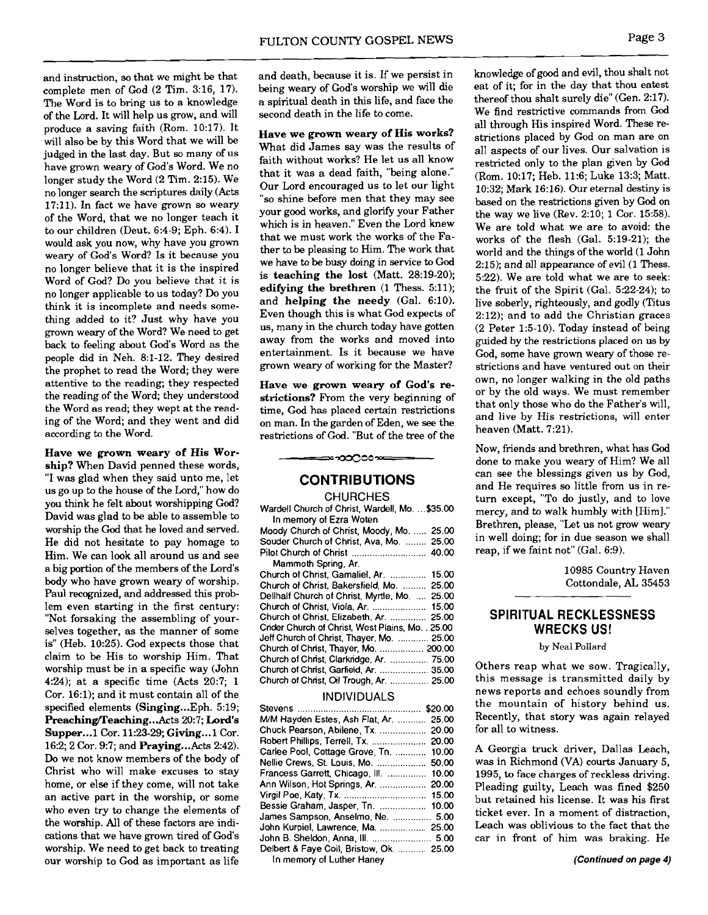and instruction, so that we might be that complete men of God (2 Tim. 3:16, 17). The Word is to bring us to a knowledge of the Lord. It will help us grow, and will produce a saving faith (Rom. 10:17). It will also be by this Word that we will be judged in the last day. But so many of us have grown weary of God's Word. We no longer study the Word (2 Tim. 2:15). We no longer search the scriptures daily (Acts 17:11). In fact we have grown so weary of the Word, that we no longer teach it to our children (Deut. 6:4-9; Eph. 6:4). I would ask you now, why have you grown weary of God's Word? Is it because you no longer believe that it is the inspired Word of God? Do you believe that it is no longer applicable to us today? Do you think it is incomplete and needs something added to it? Just why have you grown weary of the Word? We need to get back to feeling about God's Word as the people did in Neh. 8:1-12. They desired the prophet to read the Word; they were attentive to the reading; they respected the reading of the Word; they understood the Word as read; they wept at the reading of the Word; and they went and did according to the Word.

**Have we grown weary of His Worship?** When David penned these words, "I was glad when they said unto me, let us go up to the house of the Lord," how do you think he felt about worshipping God? David was glad to be able to assemble to worship the God that he loved and served. He did not hesitate to pay homage to Him. We can look all around us and see a big portion of the members of the Lord's body who have grown weary of worship. Paul recognized, and addressed this problem even starting in the first century: "Not forsaking the assembling of yourselves together, as the manner of some is" (Heb. 10:25). God expects those that claim to be His to worship Him. That worship must be in a specific way (John 4:24); at a specific time (Acts 20:7; 1 Cor. 16:1); and it must contain all of the specified elements (**Singing...**Eph. 5:19; **Preaching/Teaching...**Acts 20:7; **Lord's Supper...**1 Cor. 11:23-29; **Giving...**1 Cor. 16:2; 2 Cor. 9:7; and **Praying...**Acts 2:42). Do we not know members of the body of Christ who will make excuses to stay home, or else if they come, will not take an active part in the worship, or some who even try to change the elements of the worship. All of these factors are indications that we have grown tired of God's worship. We need to get back to treating our worship to God as important as life and death, because it is. If we persist in being weary of God's worship we will die a spiritual death in this life, and face the second death in the life to come.

**Have we grown weary of His works?** What did James say was the results of faith without works? He let us all know that it was a dead faith, "being alone." Our Lord encouraged us to let our light "so shine before men that they may see your good works, and glorify your Father which is in heaven." Even the Lord knew that we must work the works of the Father to be pleasing to Him. The work that we have to be busy doing in service to God is **teaching the lost** (Matt. 28:19-20); **edifying the brethren** (1 Thess. 5:11); and **helping the needy** (Gal. 6:10). Even though this is what God expects of us, many in the church today have gotten away from the works and moved into entertainment. Is it because we have grown weary of working for the Master?

**Have we grown weary of God's restrictions?** From the very beginning of time, God has placed certain restrictions on man. In the garden of Eden, we see the restrictions of God. "But of the tree of the knowledge of good and evil, thou shalt not eat of it; for in the day that thou eatest thereof thou shalt surely die" (Gen. 2:17). We find restrictive commands from God all through His inspired Word. These restrictions placed by God on man are on all aspects of our lives. Our salvation is restricted only to the plan given by God (Rom. 10:17; Heb. 11:6; Luke 13:3; Matt. 10:32; Mark 16:16). Our eternal destiny is based on the restrictions given by God on the way we live (Rev. 2:10; 1 Cor. 15:58). We are told what we are to avoid: the works of the flesh (Gal. 5:19-21); the world and the things of the world (1 John 2:15); and all appearance of evil (1 Thess. 5:22). We are told what we are to seek: the fruit of the Spirit (Gal. 5:22-24); to live soberly, righteously, and godly (Titus 2:12); and to add the Christian graces (2 Peter 1:5-10). Today instead of being guided by the restrictions placed on us by God, some have grown weary of those restrictions and have ventured out on their own, no longer walking in the old paths or by the old ways. We must remember that only those who do the Father's will, and live by His restrictions, will enter heaven (Matt. 7:21).

Now, friends and brethren, what has God done to make you weary of Him? We all can see the blessings given us by God, and He requires so little from us in return except, "To do justly, and to love mercy, and to walk humbly with [Him]." Brethren, please, "Let us not grow weary in well doing; for in due season we shall reap, if we faint not" (Gal. 6:9).

10985 Country Haven
Cottondale, AL 35453

## CONTRIBUTIONS

### CHURCHES

| | |
|---|---|
| Wardell Church of Christ, Wardell, Mo. In memory of Ezra Woten | $35.00 |
| Moody Church of Christ, Moody, Mo. | 25.00 |
| Souder Church of Christ, Ava, Mo. | 25.00 |
| Pilot Church of Christ Mammoth Spring, Ar. | 40.00 |
| Church of Christ, Gamaliel, Ar. | 15.00 |
| Church of Christ, Bakersfield, Mo. | 25.00 |
| Dellhalf Church of Christ, Myrtle, Mo. | 25.00 |
| Church of Christ, Viola, Ar. | 15.00 |
| Church of Christ, Elizabeth, Ar. | 25.00 |
| Crider Church of Christ, West Plains, Mo. | 25.00 |
| Jeff Church of Christ, Thayer, Mo. | 25.00 |
| Church of Christ, Thayer, Mo. | 200.00 |
| Church of Christ, Clarkridge, Ar. | 75.00 |
| Church of Christ, Garfield, Ar. | 35.00 |
| Church of Christ, Oil Trough, Ar. | 25.00 |

### INDIVIDUALS

| | |
|---|---|
| Stevens | $20.00 |
| M/M Hayden Estes, Ash Flat, Ar. | 25.00 |
| Chuck Pearson, Abilene, Tx. | 20.00 |
| Robert Phillips, Terrell, Tx. | 20.00 |
| Carlee Pool, Cottage Grove, Tn. | 10.00 |
| Nellie Crews, St. Louis, Mo. | 50.00 |
| Francess Garrett, Chicago, Ill. | 10.00 |
| Ann Wilson, Hot Springs, Ar. | 20.00 |
| Virgil Poe, Katy, Tx. | 15.00 |
| Bessie Graham, Jasper, Tn. | 10.00 |
| James Sampson, Anselmo, Ne. | 5.00 |
| John Kurpiel, Lawrence, Ma. | 25.00 |
| John B. Sheldon, Anna, Ill. | 5.00 |
| Delbert & Faye Coil, Bristow, Ok. In memory of Luther Haney | 25.00 |

## SPIRITUAL RECKLESSNESS WRECKS US!

by Neal Pollard

Others reap what we sow. Tragically, this message is transmitted daily by news reports and echoes soundly from the mountain of history behind us. Recently, that story was again relayed for all to witness.

A Georgia truck driver, Dallas Leach, was in Richmond (VA) courts January 5, 1995, to face charges of reckless driving. Pleading guilty, Leach was fined $250 but retained his license. It was his first ticket ever. In a moment of distraction, Leach was oblivious to the fact that the car in front of him was braking. He

*(Continued on page 4)*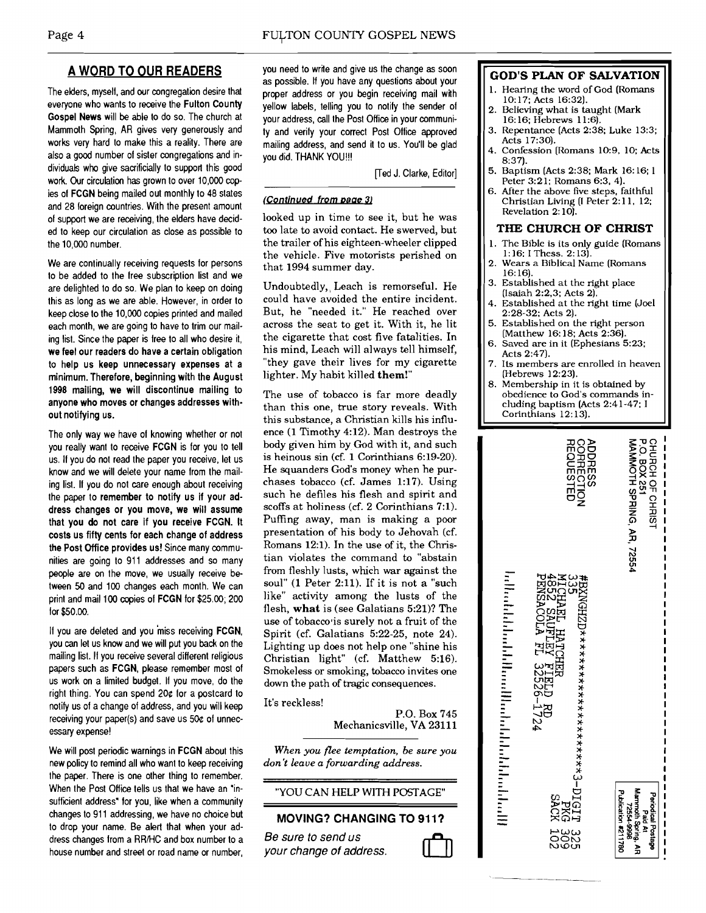## A WORD TO OUR READERS

The elders, myself, and our congregation desire that everyone who wants to receive the Fulton County Gospel News will be able to do so. The church at Mammoth Spring, AR gives very generously and works very hard to make this a reality. There are also a good number of sister congregations and individuals who give sacrificially to support this good work. Our circulation has grown to over 10,000 copies of FCGN being mailed out monthly to 48 states and 28 foreign countries. With the present amount of support we are receiving, the elders have decided to keep our circulation as close as possible to the 10,000 number.

We are continually receiving requests for persons to be added to the free subscription list and we are delighted to do so. We plan to keep on doing this as long as we are able. However, in order to keep close to the 10,000 copies printed and mailed each month, we are going to have to trim our mailing list. Since the paper is free to all who desire it, **we feel our readers do have a certain obligation to help us keep unnecessary expenses at a minimum. Therefore, beginning with the August 1998 mailing, we will discontinue mailing to anyone who moves or changes addresses without notifying us.**

The only way we have of knowing whether or not you really want to receive FCGN is for you to tell us. If you do not read the paper you receive, let us know and we will delete your name from the mailing list. If you do not care enough about receiving the paper to **remember to notify us if your address changes or you move, we will assume that you do not care if you receive FCGN. It costs us fifty cents for each change of address the Post Office provides us!** Since many communities are going to 911 addresses and so many people are on the move, we usually receive between 50 and 100 changes each month. We can print and mail 100 copies of FCGN for $25.00; 200 for $50.00.

If you are deleted and you miss receiving FCGN, you can let us know and we will put you back on the mailing list. If you receive several different religious papers such as FCGN, please remember most of us work on a limited budget. If you move, do the right thing. You can spend 20¢ for a postcard to notify us of a change of address, and you will keep receiving your paper(s) and save us 50¢ of unnecessary expense!

We will post periodic warnings in FCGN about this new policy to remind all who want to keep receiving the paper. There is one other thing to remember. When the Post Office tells us that we have an "insufficient address" for you, like when a community changes to 911 addressing, we have no choice but to drop your name. Be alert that when your address changes from a RR/HC and box number to a house number and street or road name or number, you need to write and give us the change as soon as possible. If you have any questions about your proper address or you begin receiving mail with yellow labels, telling you to notify the sender of your address, call the Post Office in your community and verify your correct Post Office approved mailing address, and send it to us. You'll be glad you did. THANK YOU!!!

[Ted J. Clarke, Editor]

*(Continued from page 3)*

looked up in time to see it, but he was too late to avoid contact. He swerved, but the trailer of his eighteen-wheeler clipped the vehicle. Five motorists perished on that 1994 summer day.

Undoubtedly, Leach is remorseful. He could have avoided the entire incident. But, he "needed it." He reached over across the seat to get it. With it, he lit the cigarette that cost five fatalities. In his mind, Leach will always tell himself, "they gave their lives for my cigarette lighter. My habit killed **them!**"

The use of tobacco is far more deadly than this one, true story reveals. With this substance, a Christian kills his influence (1 Timothy 4:12). Man destroys the body given him by God with it, and such is heinous sin (cf. 1 Corinthians 6:19-20). He squanders God's money when he purchases tobacco (cf. James 1:17). Using such he defiles his flesh and spirit and scoffs at holiness (cf. 2 Corinthians 7:1). Puffing away, man is making a poor presentation of his body to Jehovah (cf. Romans 12:1). In the use of it, the Christian violates the command to "abstain from fleshly lusts, which war against the soul" (1 Peter 2:11). If it is not a "such like" activity among the lusts of the flesh, **what** is (see Galatians 5:21)? The use of tobacco is surely not a fruit of the Spirit (cf. Galatians 5:22-25, note 24). Lighting up does not help one "shine his Christian light" (cf. Matthew 5:16). Smokeless or smoking, tobacco invites one down the path of tragic consequences.

It's reckless!

P.O. Box 745
Mechanicsville, VA 23111

*When you flee temptation, be sure you don't leave a forwarding address.*

"YOU CAN HELP WITH POSTAGE"

**MOVING? CHANGING TO 911?**

*Be sure to send us your change of address.*

### GOD'S PLAN OF SALVATION

1. Hearing the word of God (Romans 10:17; Acts 16:32).
2. Believing what is taught (Mark 16:16; Hebrews 11:6).
3. Repentance (Acts 2:38; Luke 13:3; Acts 17:30).
4. Confession (Romans 10:9, 10; Acts 8:37).
5. Baptism (Acts 2:38; Mark 16:16; 1 Peter 3:21; Romans 6:3, 4).
6. After the above five steps, faithful Christian Living (I Peter 2:11, 12; Revelation 2:10).

### THE CHURCH OF CHRIST

1. The Bible is its only guide (Romans 1:16; I Thess. 2:13).
2. Wears a Biblical Name (Romans 16:16).
3. Established at the right place (Isaiah 2:2,3; Acts 2).
4. Established at the right time (Joel 2:28-32; Acts 2).
5. Established on the right person (Matthew 16:18; Acts 2:36).
6. Saved are in it (Ephesians 5:23; Acts 2:47).
7. Its members are enrolled in heaven (Hebrews 12:23).
8. Membership in it is obtained by obedience to God's commands including baptism (Acts 2:41-47; I Corinthians 12:13).

CHURCH OF CHRIST
P.O. BOX 251
MAMMOTH SPRING, AR, 72554

ADDRESS CORRECTION REQUESTED

Periodical Postage Paid At Mammoth Spring, AR 72554-9998 Publication #211780

#BXNGHZD*********************3-DIGIT 325
335 PKG 309
MICHAEL HATCHER SACK 102
4852 SAUFLEY FIELD RD
PENSACOLA FL 32526-1724